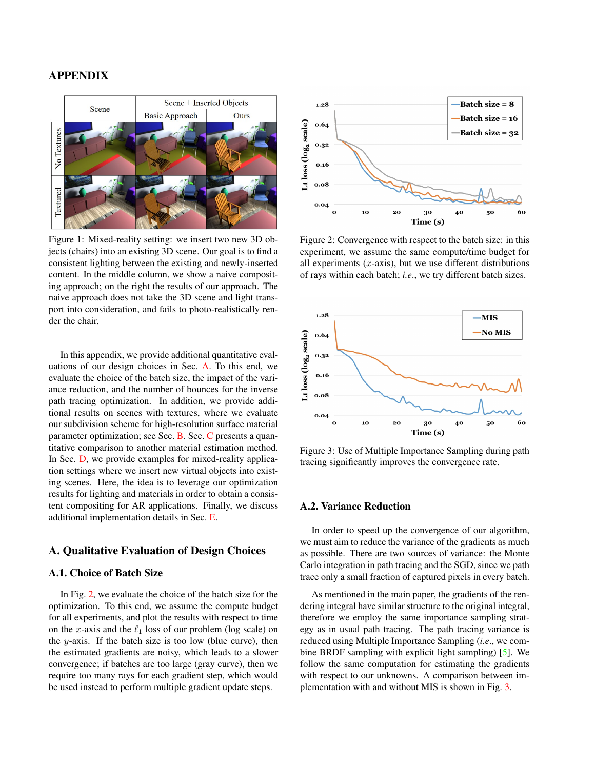# APPENDIX

Figure 1: Mixed-reality setting: we insert two new 3D objects (chairs) into an existing 3D scene. Our goal is to find a consistent lighting between the existing and newly-inserted content. In the middle column, we show a naive compositing approach; on the right the results of our approach. The naive approach does not take the 3D scene and light transport into consideration, and fails to photo-realistically render the chair.

In this appendix, we provide additional quantitative evaluations of our design choices in Sec. A. To this end, we evaluate the choice of the batch size, the impact of the variance reduction, and the number of bounces for the inverse path tracing optimization. In addition, we provide additional results on scenes with textures, where we evaluate our subdivision scheme for high-resolution surface material parameter optimization; see Sec. B. Sec. C presents a quantitative comparison to another material estimation method. In Sec. D, we provide examples for mixed-reality application settings where we insert new virtual objects into existing scenes. Here, the idea is to leverage our optimization results for lighting and materials in order to obtain a consistent compositing for AR applications. Finally, we discuss additional implementation details in Sec. E.

## A. Qualitative Evaluation of Design Choices

### A.1. Choice of Batch Size

In Fig. 2, we evaluate the choice of the batch size for the optimization. To this end, we assume the compute budget for all experiments, and plot the results with respect to time on the $x$-axis and the $\ell_1$ loss of our problem (log scale) on the $y$-axis. If the batch size is too low (blue curve), then the estimated gradients are noisy, which leads to a slower convergence; if batches are too large (gray curve), then we require too many rays for each gradient step, which would be used instead to perform multiple gradient update steps.

Figure 2: Convergence with respect to the batch size: in this experiment, we assume the same compute/time budget for all experiments ($x$-axis), but we use different distributions of rays within each batch; *i.e.*, we try different batch sizes.

Figure 3: Use of Multiple Importance Sampling during path tracing significantly improves the convergence rate.

### A.2. Variance Reduction

In order to speed up the convergence of our algorithm, we must aim to reduce the variance of the gradients as much as possible. There are two sources of variance: the Monte Carlo integration in path tracing and the SGD, since we path trace only a small fraction of captured pixels in every batch.

As mentioned in the main paper, the gradients of the rendering integral have similar structure to the original integral, therefore we employ the same importance sampling strategy as in usual path tracing. The path tracing variance is reduced using Multiple Importance Sampling (*i.e.*, we combine BRDF sampling with explicit light sampling) [5]. We follow the same computation for estimating the gradients with respect to our unknowns. A comparison between implementation with and without MIS is shown in Fig. 3.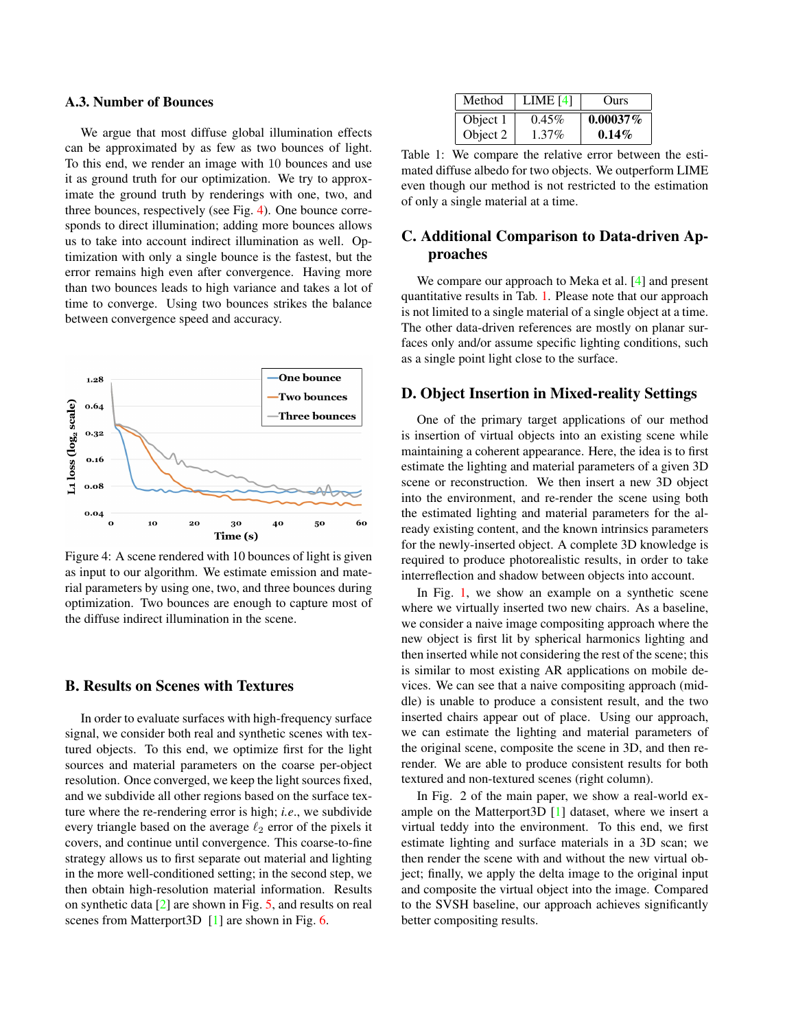### A.3. Number of Bounces

We argue that most diffuse global illumination effects can be approximated by as few as two bounces of light. To this end, we render an image with 10 bounces and use it as ground truth for our optimization. We try to approximate the ground truth by renderings with one, two, and three bounces, respectively (see Fig. 4). One bounce corresponds to direct illumination; adding more bounces allows us to take into account indirect illumination as well. Optimization with only a single bounce is the fastest, but the error remains high even after convergence. Having more than two bounces leads to high variance and takes a lot of time to converge. Using two bounces strikes the balance between convergence speed and accuracy.

Figure 4: A scene rendered with 10 bounces of light is given as input to our algorithm. We estimate emission and material parameters by using one, two, and three bounces during optimization. Two bounces are enough to capture most of the diffuse indirect illumination in the scene.

## B. Results on Scenes with Textures

In order to evaluate surfaces with high-frequency surface signal, we consider both real and synthetic scenes with textured objects. To this end, we optimize first for the light sources and material parameters on the coarse per-object resolution. Once converged, we keep the light sources fixed, and we subdivide all other regions based on the surface texture where the re-rendering error is high; *i.e.*, we subdivide every triangle based on the average $\ell_2$ error of the pixels it covers, and continue until convergence. This coarse-to-fine strategy allows us to first separate out material and lighting in the more well-conditioned setting; in the second step, we then obtain high-resolution material information. Results on synthetic data [2] are shown in Fig. 5, and results on real scenes from Matterport3D [1] are shown in Fig. 6.

| Method | LIME [4] | Ours |
|---|---|---|
| Object 1 | 0.45% | **0.00037%** |
| Object 2 | 1.37% | **0.14%** |

Table 1: We compare the relative error between the estimated diffuse albedo for two objects. We outperform LIME even though our method is not restricted to the estimation of only a single material at a time.

## C. Additional Comparison to Data-driven Approaches

We compare our approach to Meka et al. [4] and present quantitative results in Tab. 1. Please note that our approach is not limited to a single material of a single object at a time. The other data-driven references are mostly on planar surfaces only and/or assume specific lighting conditions, such as a single point light close to the surface.

## D. Object Insertion in Mixed-reality Settings

One of the primary target applications of our method is insertion of virtual objects into an existing scene while maintaining a coherent appearance. Here, the idea is to first estimate the lighting and material parameters of a given 3D scene or reconstruction. We then insert a new 3D object into the environment, and re-render the scene using both the estimated lighting and material parameters for the already existing content, and the known intrinsics parameters for the newly-inserted object. A complete 3D knowledge is required to produce photorealistic results, in order to take interreflection and shadow between objects into account.

In Fig. 1, we show an example on a synthetic scene where we virtually inserted two new chairs. As a baseline, we consider a naive image compositing approach where the new object is first lit by spherical harmonics lighting and then inserted while not considering the rest of the scene; this is similar to most existing AR applications on mobile devices. We can see that a naive compositing approach (middle) is unable to produce a consistent result, and the two inserted chairs appear out of place. Using our approach, we can estimate the lighting and material parameters of the original scene, composite the scene in 3D, and then re-render. We are able to produce consistent results for both textured and non-textured scenes (right column).

In Fig. 2 of the main paper, we show a real-world example on the Matterport3D [1] dataset, where we insert a virtual teddy into the environment. To this end, we first estimate lighting and surface materials in a 3D scan; we then render the scene with and without the new virtual object; finally, we apply the delta image to the original input and composite the virtual object into the image. Compared to the SVSH baseline, our approach achieves significantly better compositing results.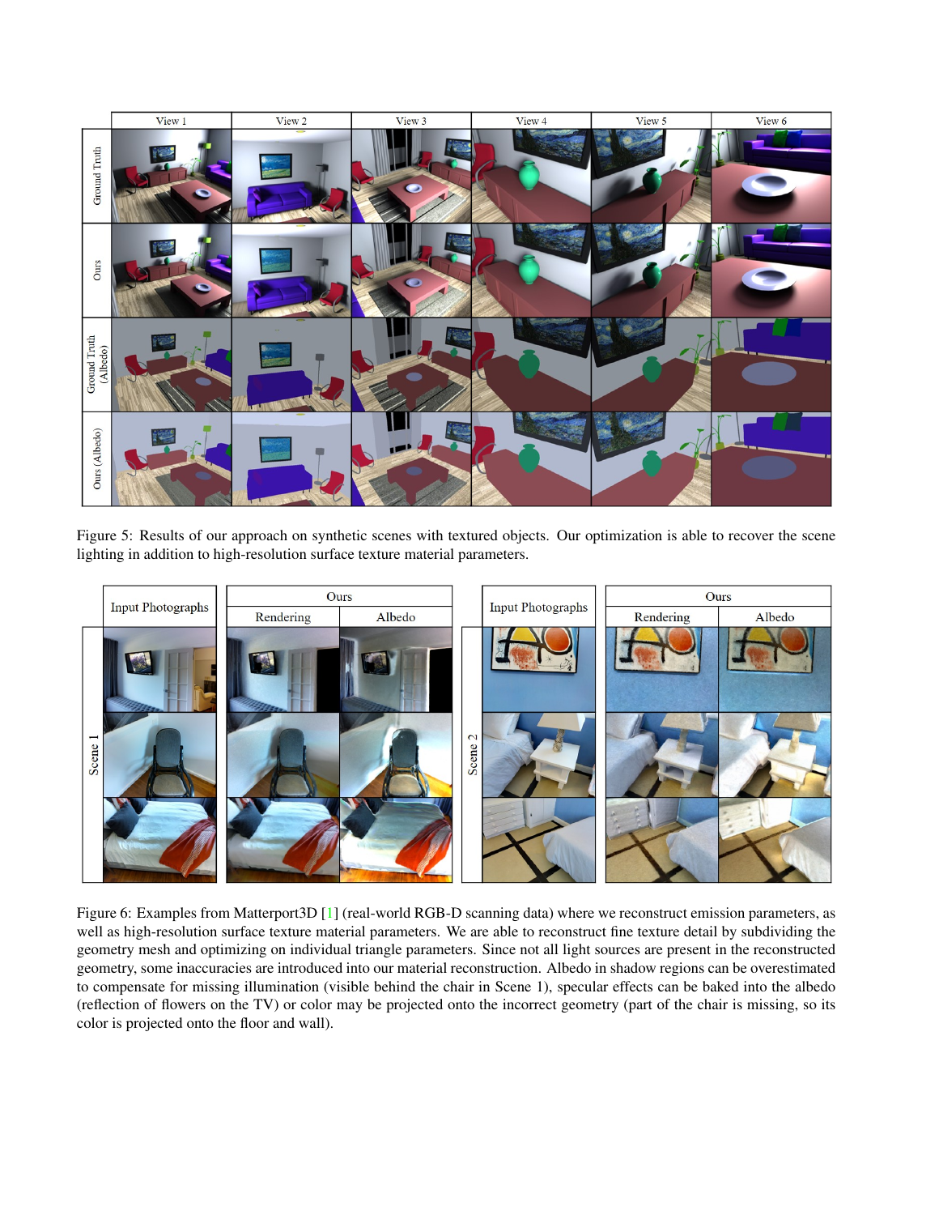Figure 5: Results of our approach on synthetic scenes with textured objects. Our optimization is able to recover the scene lighting in addition to high-resolution surface texture material parameters.

Figure 6: Examples from Matterport3D [1] (real-world RGB-D scanning data) where we reconstruct emission parameters, as well as high-resolution surface texture material parameters. We are able to reconstruct fine texture detail by subdividing the geometry mesh and optimizing on individual triangle parameters. Since not all light sources are present in the reconstructed geometry, some inaccuracies are introduced into our material reconstruction. Albedo in shadow regions can be overestimated to compensate for missing illumination (visible behind the chair in Scene 1), specular effects can be baked into the albedo (reflection of flowers on the TV) or color may be projected onto the incorrect geometry (part of the chair is missing, so its color is projected onto the floor and wall).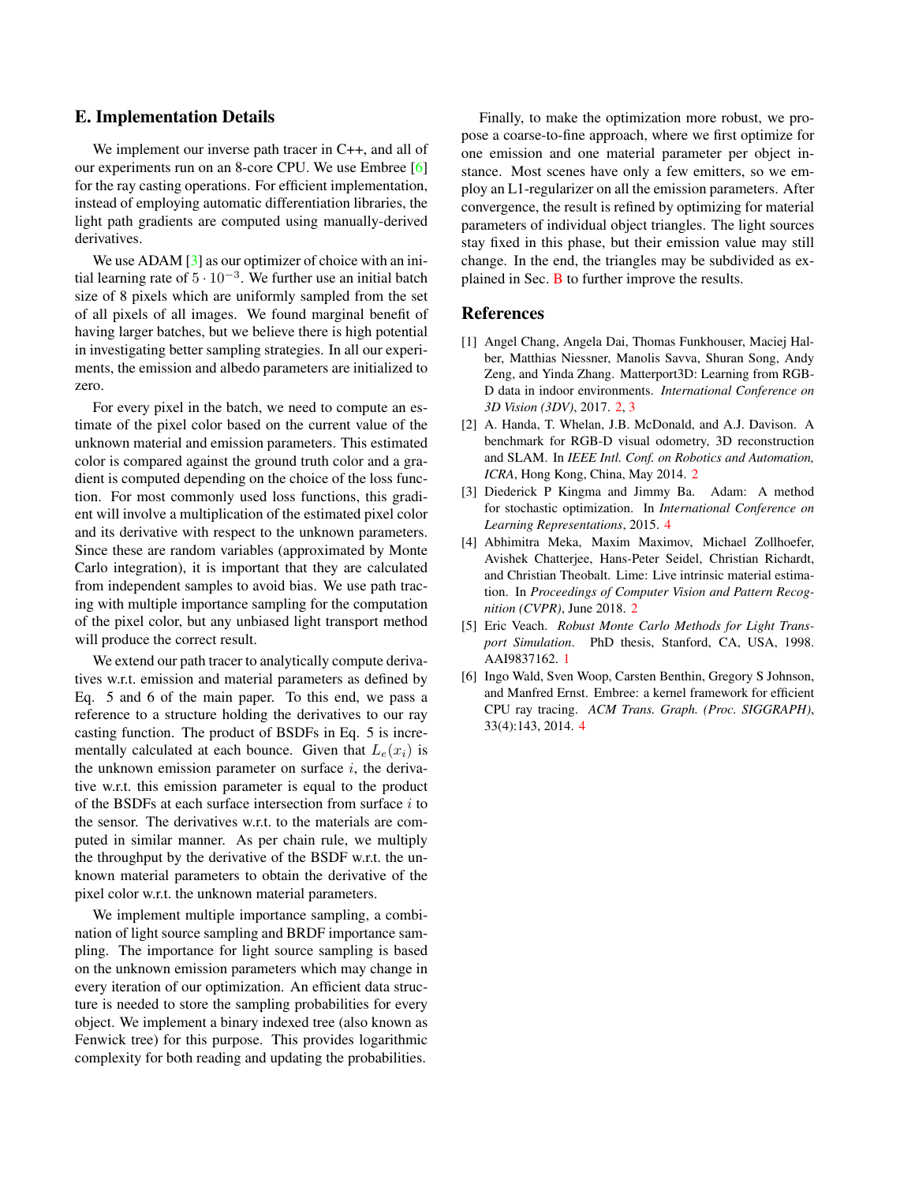## E. Implementation Details

We implement our inverse path tracer in C++, and all of our experiments run on an 8-core CPU. We use Embree [6] for the ray casting operations. For efficient implementation, instead of employing automatic differentiation libraries, the light path gradients are computed using manually-derived derivatives.

We use ADAM [3] as our optimizer of choice with an initial learning rate of $5 \cdot 10^{-3}$. We further use an initial batch size of 8 pixels which are uniformly sampled from the set of all pixels of all images. We found marginal benefit of having larger batches, but we believe there is high potential in investigating better sampling strategies. In all our experiments, the emission and albedo parameters are initialized to zero.

For every pixel in the batch, we need to compute an estimate of the pixel color based on the current value of the unknown material and emission parameters. This estimated color is compared against the ground truth color and a gradient is computed depending on the choice of the loss function. For most commonly used loss functions, this gradient will involve a multiplication of the estimated pixel color and its derivative with respect to the unknown parameters. Since these are random variables (approximated by Monte Carlo integration), it is important that they are calculated from independent samples to avoid bias. We use path tracing with multiple importance sampling for the computation of the pixel color, but any unbiased light transport method will produce the correct result.

We extend our path tracer to analytically compute derivatives w.r.t. emission and material parameters as defined by Eq. 5 and 6 of the main paper. To this end, we pass a reference to a structure holding the derivatives to our ray casting function. The product of BSDFs in Eq. 5 is incrementally calculated at each bounce. Given that $L_e(x_i)$ is the unknown emission parameter on surface $i$, the derivative w.r.t. this emission parameter is equal to the product of the BSDFs at each surface intersection from surface $i$ to the sensor. The derivatives w.r.t. to the materials are computed in similar manner. As per chain rule, we multiply the throughput by the derivative of the BSDF w.r.t. the unknown material parameters to obtain the derivative of the pixel color w.r.t. the unknown material parameters.

We implement multiple importance sampling, a combination of light source sampling and BRDF importance sampling. The importance for light source sampling is based on the unknown emission parameters which may change in every iteration of our optimization. An efficient data structure is needed to store the sampling probabilities for every object. We implement a binary indexed tree (also known as Fenwick tree) for this purpose. This provides logarithmic complexity for both reading and updating the probabilities.

Finally, to make the optimization more robust, we propose a coarse-to-fine approach, where we first optimize for one emission and one material parameter per object instance. Most scenes have only a few emitters, so we employ an L1-regularizer on all the emission parameters. After convergence, the result is refined by optimizing for material parameters of individual object triangles. The light sources stay fixed in this phase, but their emission value may still change. In the end, the triangles may be subdivided as explained in Sec. B to further improve the results.

## References

[1] Angel Chang, Angela Dai, Thomas Funkhouser, Maciej Halber, Matthias Niessner, Manolis Savva, Shuran Song, Andy Zeng, and Yinda Zhang. Matterport3D: Learning from RGB-D data in indoor environments. *International Conference on 3D Vision (3DV)*, 2017. 2, 3

[2] A. Handa, T. Whelan, J.B. McDonald, and A.J. Davison. A benchmark for RGB-D visual odometry, 3D reconstruction and SLAM. In *IEEE Intl. Conf. on Robotics and Automation, ICRA*, Hong Kong, China, May 2014. 2

[3] Diederick P Kingma and Jimmy Ba. Adam: A method for stochastic optimization. In *International Conference on Learning Representations*, 2015. 4

[4] Abhimitra Meka, Maxim Maximov, Michael Zollhoefer, Avishek Chatterjee, Hans-Peter Seidel, Christian Richardt, and Christian Theobalt. Lime: Live intrinsic material estimation. In *Proceedings of Computer Vision and Pattern Recognition (CVPR)*, June 2018. 2

[5] Eric Veach. *Robust Monte Carlo Methods for Light Transport Simulation*. PhD thesis, Stanford, CA, USA, 1998. AAI9837162. 1

[6] Ingo Wald, Sven Woop, Carsten Benthin, Gregory S Johnson, and Manfred Ernst. Embree: a kernel framework for efficient CPU ray tracing. *ACM Trans. Graph. (Proc. SIGGRAPH)*, 33(4):143, 2014. 4